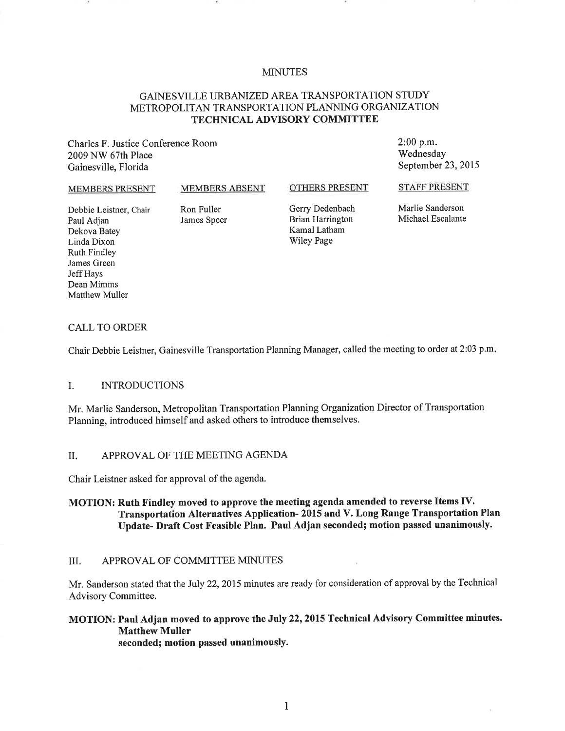# MINUTES

## GAINESVILLE URBANIZED AREA TRANSPORTATION STUDY METROPOLITAN TRANSPORTATION PLANNING ORGANIZATION **TECHNICAL ADVISORY COMMITTEE**

Charles F. Justice Conference Room
2009 NW 67th Place
Gainesville, Florida

2:00 p.m.
Wednesday
September 23, 2015

| MEMBERS PRESENT | MEMBERS ABSENT | OTHERS PRESENT | STAFF PRESENT |
|---|---|---|---|
| Debbie Leistner, Chair | Ron Fuller | Gerry Dedenbach | Marlie Sanderson |
| Paul Adjan | James Speer | Brian Harrington | Michael Escalante |
| Dekova Batey | | Kamal Latham | |
| Linda Dixon | | Wiley Page | |
| Ruth Findley | | | |
| James Green | | | |
| Jeff Hays | | | |
| Dean Mimms | | | |
| Matthew Muller | | | |

### CALL TO ORDER

Chair Debbie Leistner, Gainesville Transportation Planning Manager, called the meeting to order at 2:03 p.m.

### I. INTRODUCTIONS

Mr. Marlie Sanderson, Metropolitan Transportation Planning Organization Director of Transportation Planning, introduced himself and asked others to introduce themselves.

### II. APPROVAL OF THE MEETING AGENDA

Chair Leistner asked for approval of the agenda.

**MOTION: Ruth Findley moved to approve the meeting agenda amended to reverse Items IV. Transportation Alternatives Application- 2015 and V. Long Range Transportation Plan Update- Draft Cost Feasible Plan. Paul Adjan seconded; motion passed unanimously.**

### III. APPROVAL OF COMMITTEE MINUTES

Mr. Sanderson stated that the July 22, 2015 minutes are ready for consideration of approval by the Technical Advisory Committee.

**MOTION: Paul Adjan moved to approve the July 22, 2015 Technical Advisory Committee minutes. Matthew Muller seconded; motion passed unanimously.**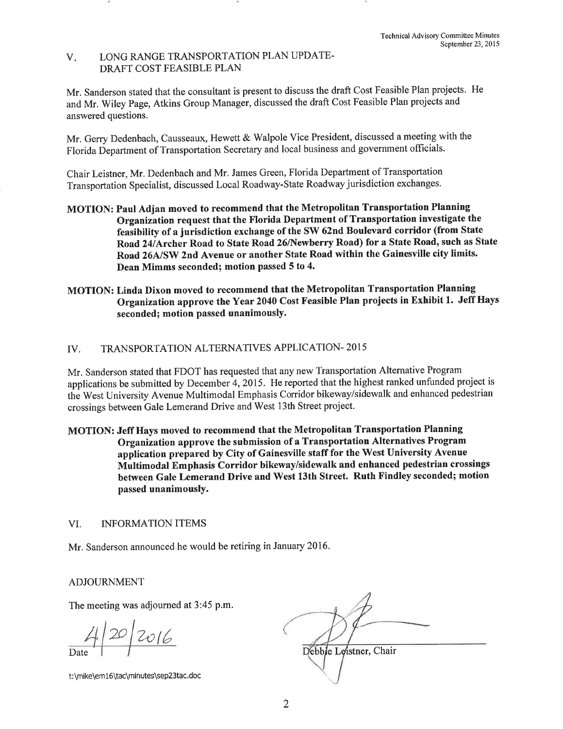## V. LONG RANGE TRANSPORTATION PLAN UPDATE-DRAFT COST FEASIBLE PLAN

Mr. Sanderson stated that the consultant is present to discuss the draft Cost Feasible Plan projects. He and Mr. Wiley Page, Atkins Group Manager, discussed the draft Cost Feasible Plan projects and answered questions.

Mr. Gerry Dedenbach, Causseaux, Hewett & Walpole Vice President, discussed a meeting with the Florida Department of Transportation Secretary and local business and government officials.

Chair Leistner, Mr. Dedenbach and Mr. James Green, Florida Department of Transportation Transportation Specialist, discussed Local Roadway-State Roadway jurisdiction exchanges.

**MOTION: Paul Adjan moved to recommend that the Metropolitan Transportation Planning Organization request that the Florida Department of Transportation investigate the feasibility of a jurisdiction exchange of the SW 62nd Boulevard corridor (from State Road 24/Archer Road to State Road 26/Newberry Road) for a State Road, such as State Road 26A/SW 2nd Avenue or another State Road within the Gainesville city limits. Dean Mimms seconded; motion passed 5 to 4.**

**MOTION: Linda Dixon moved to recommend that the Metropolitan Transportation Planning Organization approve the Year 2040 Cost Feasible Plan projects in Exhibit 1. Jeff Hays seconded; motion passed unanimously.**

## IV. TRANSPORTATION ALTERNATIVES APPLICATION- 2015

Mr. Sanderson stated that FDOT has requested that any new Transportation Alternative Program applications be submitted by December 4, 2015. He reported that the highest ranked unfunded project is the West University Avenue Multimodal Emphasis Corridor bikeway/sidewalk and enhanced pedestrian crossings between Gale Lemerand Drive and West 13th Street project.

**MOTION: Jeff Hays moved to recommend that the Metropolitan Transportation Planning Organization approve the submission of a Transportation Alternatives Program application prepared by City of Gainesville staff for the West University Avenue Multimodal Emphasis Corridor bikeway/sidewalk and enhanced pedestrian crossings between Gale Lemerand Drive and West 13th Street. Ruth Findley seconded; motion passed unanimously.**

## VI. INFORMATION ITEMS

Mr. Sanderson announced he would be retiring in January 2016.

## ADJOURNMENT

The meeting was adjourned at 3:45 p.m.

4/20/2016
Date

Debbie Leistner, Chair

t:\mike\em16\tac\minutes\sep23tac.doc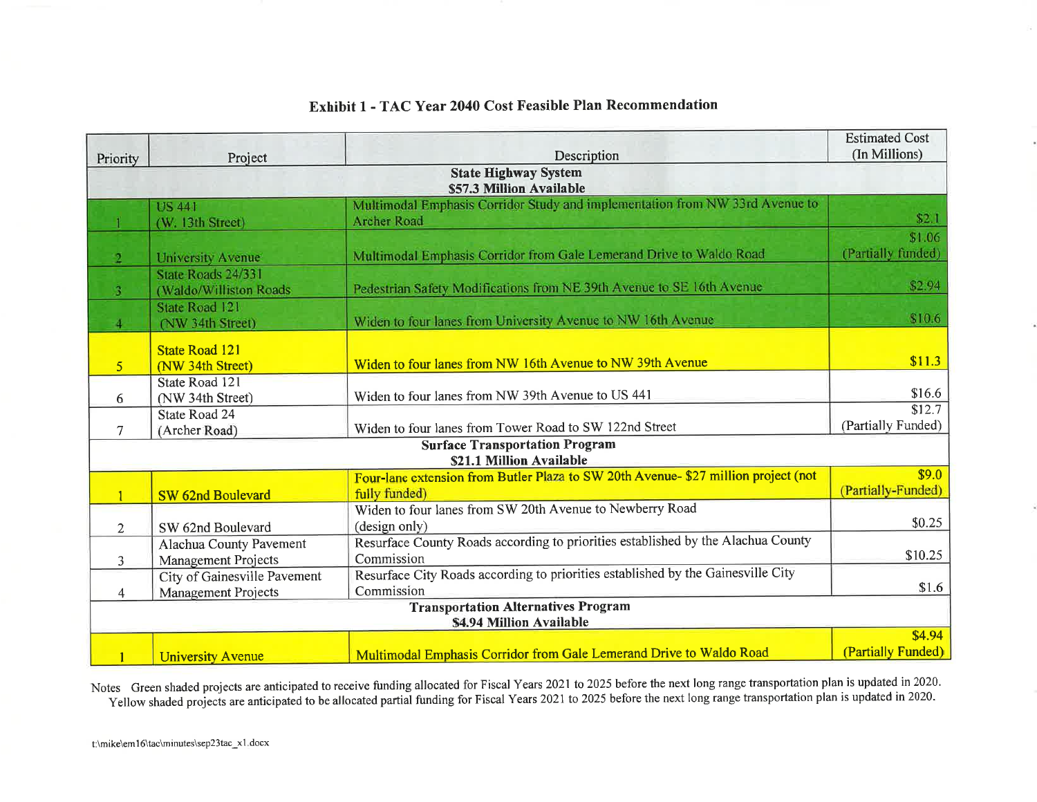# Exhibit 1 - TAC Year 2040 Cost Feasible Plan Recommendation

| Priority | Project | Description | Estimated Cost (In Millions) |
|---|---|---|---|
| | | **State Highway System<br>$57.3 Million Available** | |
| 1 | US 441 (W. 13th Street) | Multimodal Emphasis Corridor Study and implementation from NW 33rd Avenue to Archer Road | $2.1 |
| 2 | University Avenue | Multimodal Emphasis Corridor from Gale Lemerand Drive to Waldo Road | $1.06 (Partially funded) |
| 3 | State Roads 24/331 (Waldo/Williston Roads | Pedestrian Safety Modifications from NE 39th Avenue to SE 16th Avenue | $2.94 |
| 4 | State Road 121 (NW 34th Street) | Widen to four lanes from University Avenue to NW 16th Avenue | $10.6 |
| 5 | State Road 121 (NW 34th Street) | Widen to four lanes from NW 16th Avenue to NW 39th Avenue | $11.3 |
| 6 | State Road 121 (NW 34th Street) | Widen to four lanes from NW 39th Avenue to US 441 | $16.6 |
| 7 | State Road 24 (Archer Road) | Widen to four lanes from Tower Road to SW 122nd Street | $12.7 (Partially Funded) |
| | | **Surface Transportation Program<br>$21.1 Million Available** | |
| 1 | SW 62nd Boulevard | Four-lane extension from Butler Plaza to SW 20th Avenue- $27 million project (not fully funded) | $9.0 (Partially-Funded) |
| 2 | SW 62nd Boulevard | Widen to four lanes from SW 20th Avenue to Newberry Road (design only) | $0.25 |
| 3 | Alachua County Pavement Management Projects | Resurface County Roads according to priorities established by the Alachua County Commission | $10.25 |
| 4 | City of Gainesville Pavement Management Projects | Resurface City Roads according to priorities established by the Gainesville City Commission | $1.6 |
| | | **Transportation Alternatives Program<br>$4.94 Million Available** | |
| 1 | University Avenue | Multimodal Emphasis Corridor from Gale Lemerand Drive to Waldo Road | $4.94 (Partially Funded) |

Notes Green shaded projects are anticipated to receive funding allocated for Fiscal Years 2021 to 2025 before the next long range transportation plan is updated in 2020.
Yellow shaded projects are anticipated to be allocated partial funding for Fiscal Years 2021 to 2025 before the next long range transportation plan is updated in 2020.

t:\mike\em16\tac\minutes\sep23tac_x1.docx